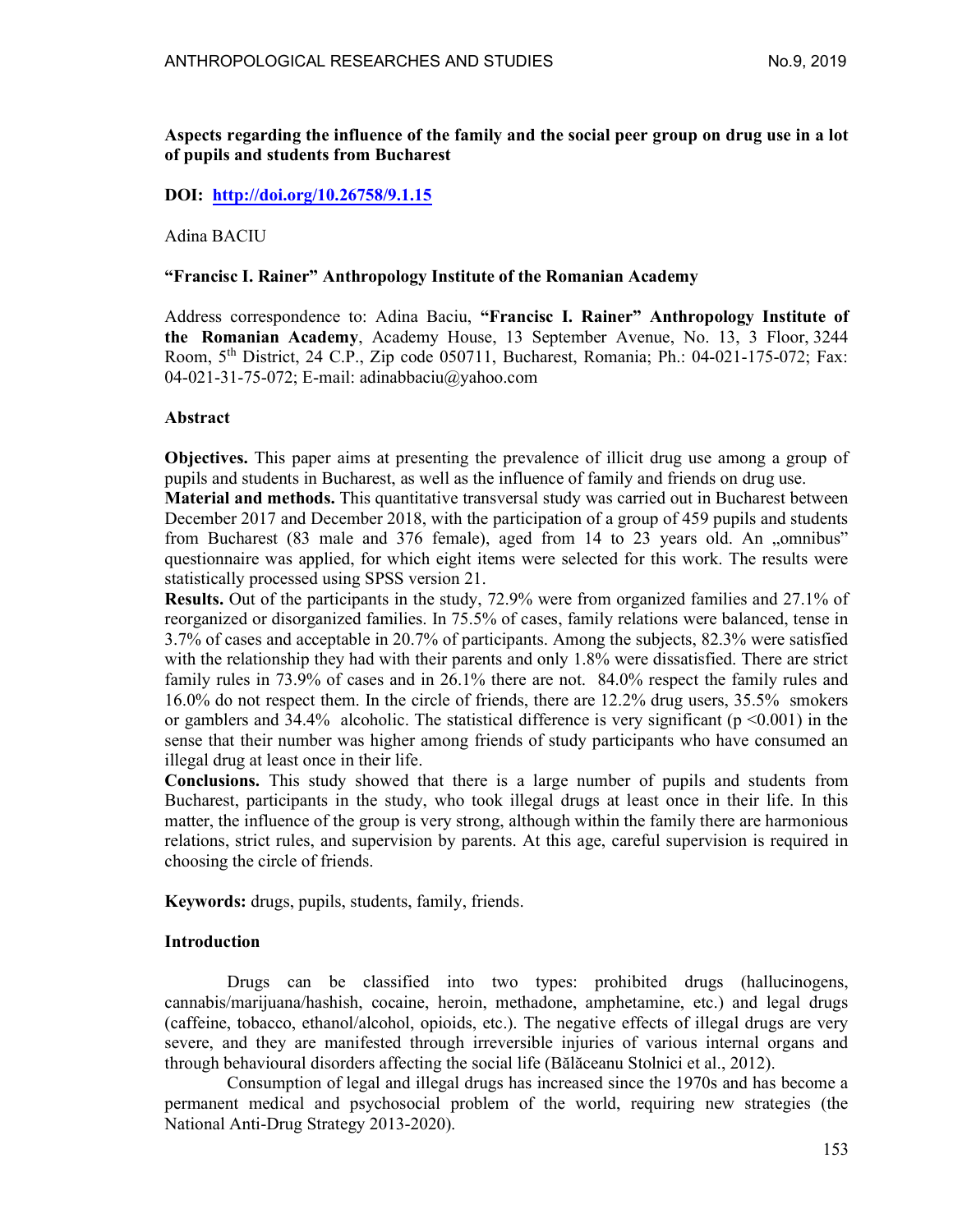# Aspects regarding the influence of the family and the social peer group on drug use in a lot of pupils and students from Bucharest

**DOI: http://doi.org/10.26758/9.1.15**

Adina BACIU

**"Francisc I. Rainer" Anthropology Institute of the Romanian Academy**

Address correspondence to: Adina Baciu, **"Francisc I. Rainer" Anthropology Institute of the Romanian Academy**, Academy House, 13 September Avenue, No. 13, 3 Floor, 3244 Room, 5th District, 24 C.P., Zip code 050711, Bucharest, Romania; Ph.: 04-021-175-072; Fax: 04-021-31-75-072; E-mail: adinabbaciu@yahoo.com

## Abstract

**Objectives.** This paper aims at presenting the prevalence of illicit drug use among a group of pupils and students in Bucharest, as well as the influence of family and friends on drug use.

**Material and methods.** This quantitative transversal study was carried out in Bucharest between December 2017 and December 2018, with the participation of a group of 459 pupils and students from Bucharest (83 male and 376 female), aged from 14 to 23 years old. An „omnibus" questionnaire was applied, for which eight items were selected for this work. The results were statistically processed using SPSS version 21.

**Results.** Out of the participants in the study, 72.9% were from organized families and 27.1% of reorganized or disorganized families. In 75.5% of cases, family relations were balanced, tense in 3.7% of cases and acceptable in 20.7% of participants. Among the subjects, 82.3% were satisfied with the relationship they had with their parents and only 1.8% were dissatisfied. There are strict family rules in 73.9% of cases and in 26.1% there are not. 84.0% respect the family rules and 16.0% do not respect them. In the circle of friends, there are 12.2% drug users, 35.5% smokers or gamblers and 34.4% alcoholic. The statistical difference is very significant ($p < 0.001$) in the sense that their number was higher among friends of study participants who have consumed an illegal drug at least once in their life.

**Conclusions.** This study showed that there is a large number of pupils and students from Bucharest, participants in the study, who took illegal drugs at least once in their life. In this matter, the influence of the group is very strong, although within the family there are harmonious relations, strict rules, and supervision by parents. At this age, careful supervision is required in choosing the circle of friends.

**Keywords:** drugs, pupils, students, family, friends.

## Introduction

Drugs can be classified into two types: prohibited drugs (hallucinogens, cannabis/marijuana/hashish, cocaine, heroin, methadone, amphetamine, etc.) and legal drugs (caffeine, tobacco, ethanol/alcohol, opioids, etc.). The negative effects of illegal drugs are very severe, and they are manifested through irreversible injuries of various internal organs and through behavioural disorders affecting the social life (Bălăceanu Stolnici et al., 2012).

Consumption of legal and illegal drugs has increased since the 1970s and has become a permanent medical and psychosocial problem of the world, requiring new strategies (the National Anti-Drug Strategy 2013-2020).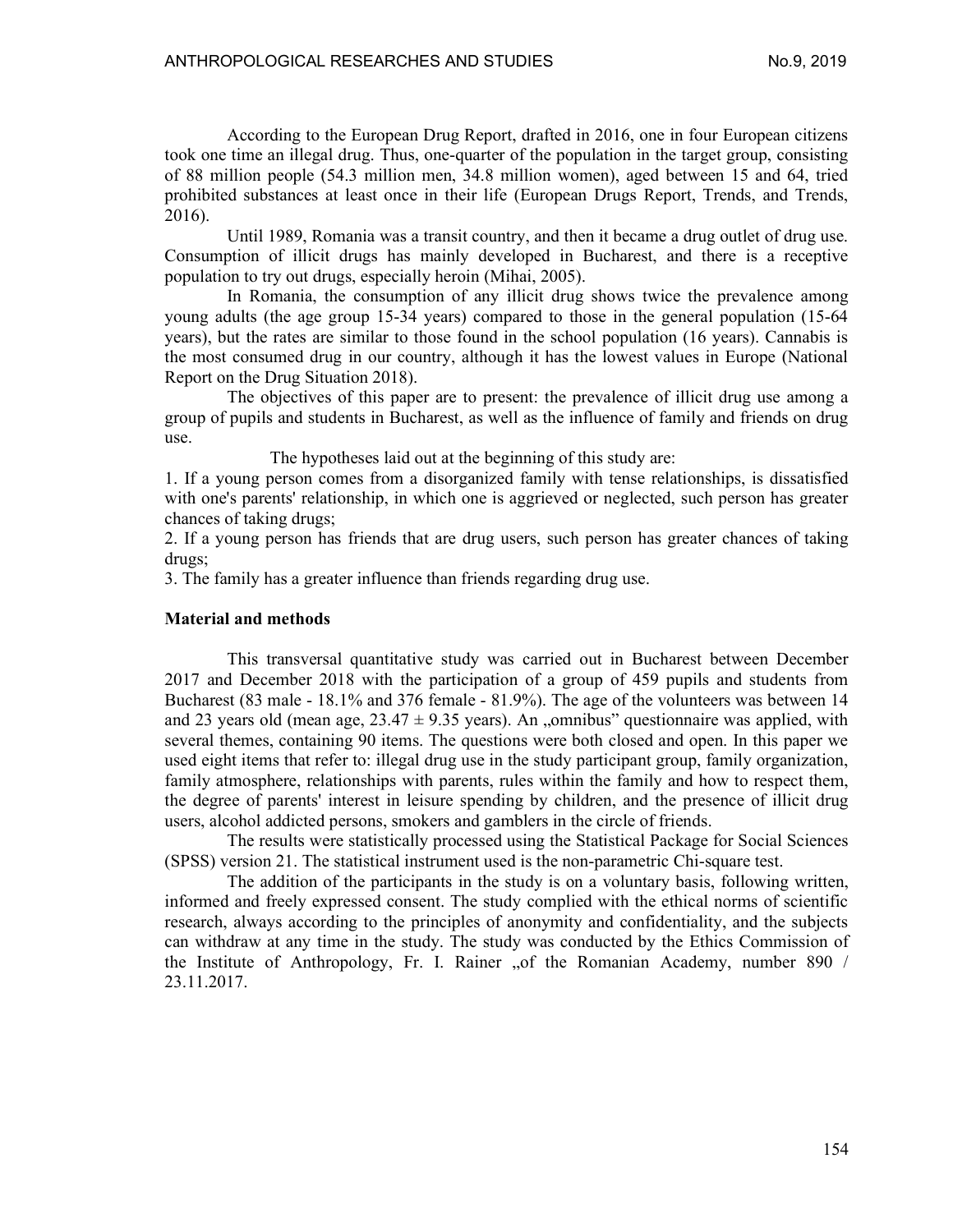According to the European Drug Report, drafted in 2016, one in four European citizens took one time an illegal drug. Thus, one-quarter of the population in the target group, consisting of 88 million people (54.3 million men, 34.8 million women), aged between 15 and 64, tried prohibited substances at least once in their life (European Drugs Report, Trends, and Trends, 2016).

Until 1989, Romania was a transit country, and then it became a drug outlet of drug use. Consumption of illicit drugs has mainly developed in Bucharest, and there is a receptive population to try out drugs, especially heroin (Mihai, 2005).

In Romania, the consumption of any illicit drug shows twice the prevalence among young adults (the age group 15-34 years) compared to those in the general population (15-64 years), but the rates are similar to those found in the school population (16 years). Cannabis is the most consumed drug in our country, although it has the lowest values in Europe (National Report on the Drug Situation 2018).

The objectives of this paper are to present: the prevalence of illicit drug use among a group of pupils and students in Bucharest, as well as the influence of family and friends on drug use.

The hypotheses laid out at the beginning of this study are:

1. If a young person comes from a disorganized family with tense relationships, is dissatisfied with one's parents' relationship, in which one is aggrieved or neglected, such person has greater chances of taking drugs;
2. If a young person has friends that are drug users, such person has greater chances of taking drugs;
3. The family has a greater influence than friends regarding drug use.

## Material and methods

This transversal quantitative study was carried out in Bucharest between December 2017 and December 2018 with the participation of a group of 459 pupils and students from Bucharest (83 male - 18.1% and 376 female - 81.9%). The age of the volunteers was between 14 and 23 years old (mean age, $23.47 \pm 9.35$ years). An „omnibus" questionnaire was applied, with several themes, containing 90 items. The questions were both closed and open. In this paper we used eight items that refer to: illegal drug use in the study participant group, family organization, family atmosphere, relationships with parents, rules within the family and how to respect them, the degree of parents' interest in leisure spending by children, and the presence of illicit drug users, alcohol addicted persons, smokers and gamblers in the circle of friends.

The results were statistically processed using the Statistical Package for Social Sciences (SPSS) version 21. The statistical instrument used is the non-parametric Chi-square test.

The addition of the participants in the study is on a voluntary basis, following written, informed and freely expressed consent. The study complied with the ethical norms of scientific research, always according to the principles of anonymity and confidentiality, and the subjects can withdraw at any time in the study. The study was conducted by the Ethics Commission of the Institute of Anthropology, Fr. I. Rainer „of the Romanian Academy, number 890 / 23.11.2017.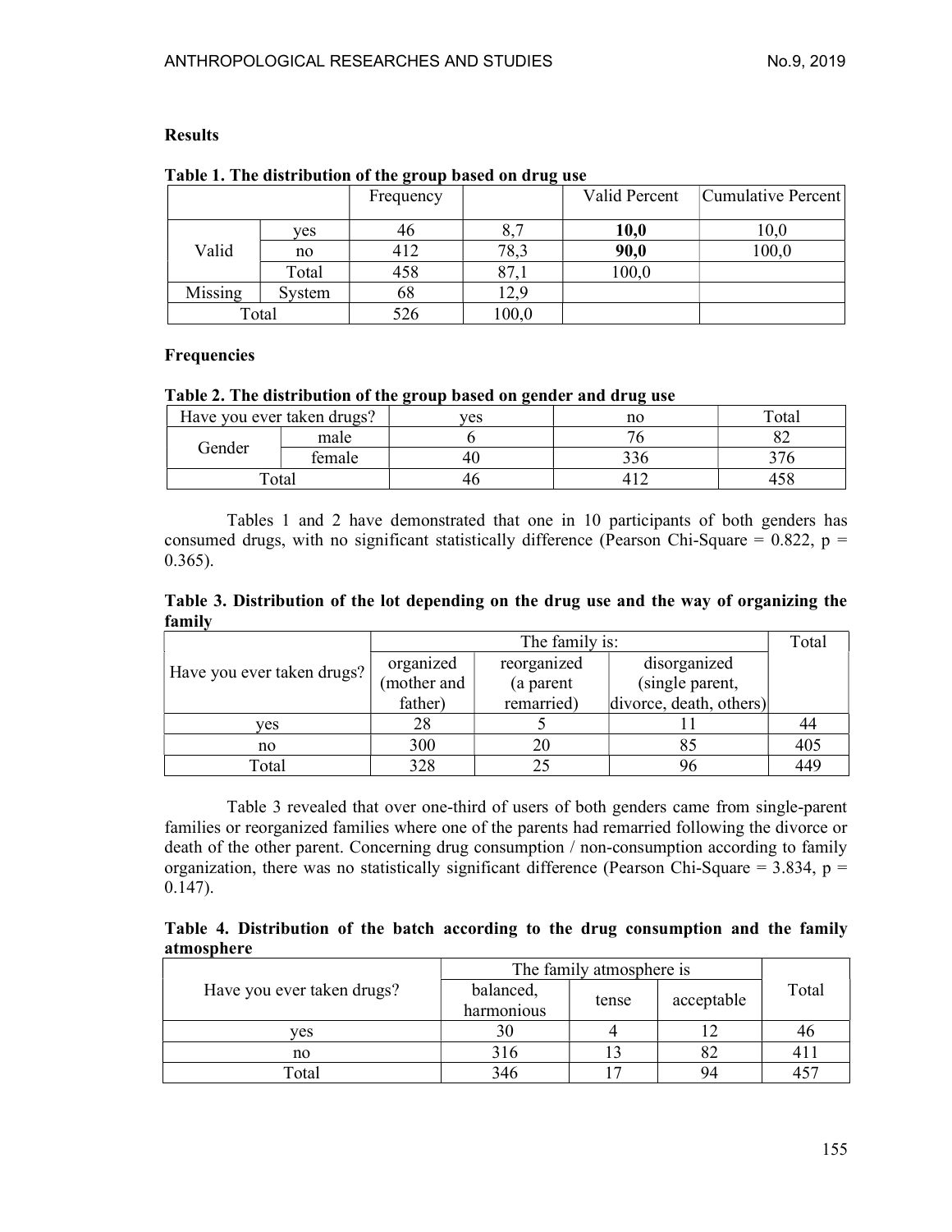**Results**

**Table 1. The distribution of the group based on drug use**

| | | Frequency | | Valid Percent | Cumulative Percent |
|---|---|---|---|---|---|
| Valid | yes | 46 | 8,7 | **10,0** | 10,0 |
| | no | 412 | 78,3 | **90,0** | 100,0 |
| | Total | 458 | 87,1 | 100,0 | |
| Missing | System | 68 | 12,9 | | |
| Total | | 526 | 100,0 | | |

**Frequencies**

**Table 2. The distribution of the group based on gender and drug use**

| Have you ever taken drugs? | | yes | no | Total |
|---|---|---|---|---|
| Gender | male | 6 | 76 | 82 |
| | female | 40 | 336 | 376 |
| Total | | 46 | 412 | 458 |

Tables 1 and 2 have demonstrated that one in 10 participants of both genders has consumed drugs, with no significant statistically difference (Pearson Chi-Square = 0.822, p = 0.365).

**Table 3. Distribution of the lot depending on the drug use and the way of organizing the family**

| Have you ever taken drugs? | The family is: | | | Total |
|---|---|---|---|---|
| | organized (mother and father) | reorganized (a parent remarried) | disorganized (single parent, divorce, death, others) | |
| yes | 28 | 5 | 11 | 44 |
| no | 300 | 20 | 85 | 405 |
| Total | 328 | 25 | 96 | 449 |

Table 3 revealed that over one-third of users of both genders came from single-parent families or reorganized families where one of the parents had remarried following the divorce or death of the other parent. Concerning drug consumption / non-consumption according to family organization, there was no statistically significant difference (Pearson Chi-Square = 3.834, p = 0.147).

**Table 4. Distribution of the batch according to the drug consumption and the family atmosphere**

| Have you ever taken drugs? | The family atmosphere is | | | Total |
|---|---|---|---|---|
| | balanced, harmonious | tense | acceptable | |
| yes | 30 | 4 | 12 | 46 |
| no | 316 | 13 | 82 | 411 |
| Total | 346 | 17 | 94 | 457 |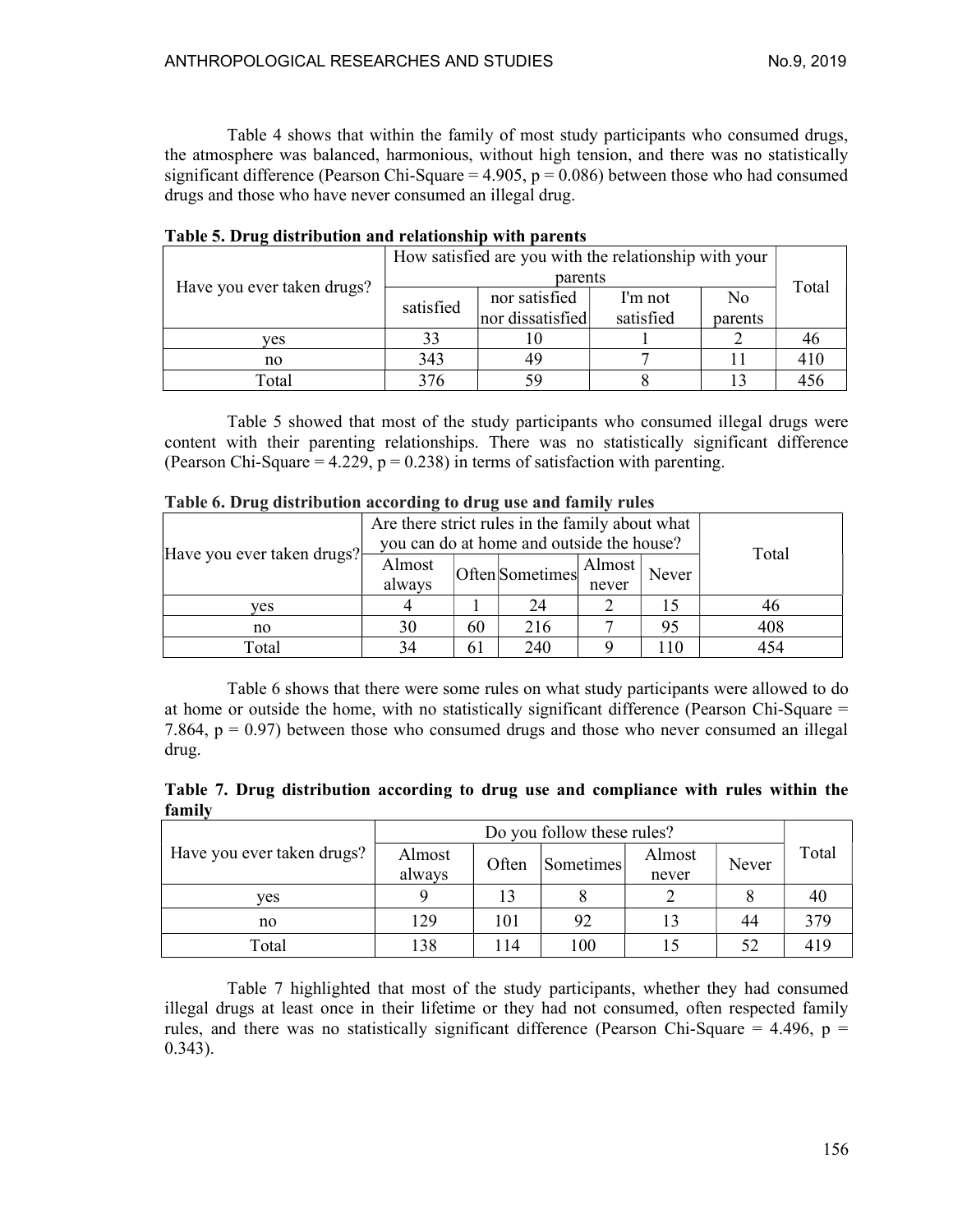Table 4 shows that within the family of most study participants who consumed drugs, the atmosphere was balanced, harmonious, without high tension, and there was no statistically significant difference (Pearson Chi-Square = 4.905, $p = 0.086$) between those who had consumed drugs and those who have never consumed an illegal drug.

**Table 5. Drug distribution and relationship with parents**

| Have you ever taken drugs? | How satisfied are you with the relationship with your parents | | | | Total |
|---|---|---|---|---|---|
| | satisfied | nor satisfied nor dissatisfied | I'm not satisfied | No parents | |
| yes | 33 | 10 | 1 | 2 | 46 |
| no | 343 | 49 | 7 | 11 | 410 |
| Total | 376 | 59 | 8 | 13 | 456 |

Table 5 showed that most of the study participants who consumed illegal drugs were content with their parenting relationships. There was no statistically significant difference (Pearson Chi-Square = 4.229, $p = 0.238$) in terms of satisfaction with parenting.

**Table 6. Drug distribution according to drug use and family rules**

| Have you ever taken drugs? | Are there strict rules in the family about what you can do at home and outside the house? | | | | | Total |
|---|---|---|---|---|---|---|
| | Almost always | Often | Sometimes | Almost never | Never | |
| yes | 4 | 1 | 24 | 2 | 15 | 46 |
| no | 30 | 60 | 216 | 7 | 95 | 408 |
| Total | 34 | 61 | 240 | 9 | 110 | 454 |

Table 6 shows that there were some rules on what study participants were allowed to do at home or outside the home, with no statistically significant difference (Pearson Chi-Square = 7.864, $p = 0.97$) between those who consumed drugs and those who never consumed an illegal drug.

**Table 7. Drug distribution according to drug use and compliance with rules within the family**

| Have you ever taken drugs? | Do you follow these rules? | | | | | Total |
|---|---|---|---|---|---|---|
| | Almost always | Often | Sometimes | Almost never | Never | |
| yes | 9 | 13 | 8 | 2 | 8 | 40 |
| no | 129 | 101 | 92 | 13 | 44 | 379 |
| Total | 138 | 114 | 100 | 15 | 52 | 419 |

Table 7 highlighted that most of the study participants, whether they had consumed illegal drugs at least once in their lifetime or they had not consumed, often respected family rules, and there was no statistically significant difference (Pearson Chi-Square = 4.496, $p = 0.343$).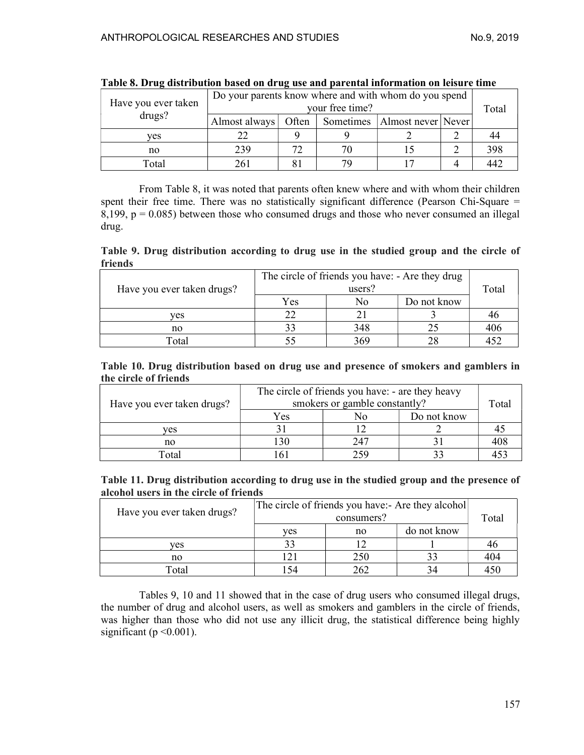**Table 8. Drug distribution based on drug use and parental information on leisure time**

| Have you ever taken drugs? | Do your parents know where and with whom do you spend your free time? | | | | | Total |
|---|---|---|---|---|---|---|
| | Almost always | Often | Sometimes | Almost never | Never | |
| yes | 22 | 9 | 9 | 2 | 2 | 44 |
| no | 239 | 72 | 70 | 15 | 2 | 398 |
| Total | 261 | 81 | 79 | 17 | 4 | 442 |

From Table 8, it was noted that parents often knew where and with whom their children spent their free time. There was no statistically significant difference (Pearson Chi-Square = 8,199, $p = 0.085$) between those who consumed drugs and those who never consumed an illegal drug.

**Table 9. Drug distribution according to drug use in the studied group and the circle of friends**

| Have you ever taken drugs? | The circle of friends you have: - Are they drug users? | | | Total |
|---|---|---|---|---|
| | Yes | No | Do not know | |
| yes | 22 | 21 | 3 | 46 |
| no | 33 | 348 | 25 | 406 |
| Total | 55 | 369 | 28 | 452 |

**Table 10. Drug distribution based on drug use and presence of smokers and gamblers in the circle of friends**

| Have you ever taken drugs? | The circle of friends you have: - are they heavy smokers or gamble constantly? | | | Total |
|---|---|---|---|---|
| | Yes | No | Do not know | |
| yes | 31 | 12 | 2 | 45 |
| no | 130 | 247 | 31 | 408 |
| Total | 161 | 259 | 33 | 453 |

**Table 11. Drug distribution according to drug use in the studied group and the presence of alcohol users in the circle of friends**

| Have you ever taken drugs? | The circle of friends you have:- Are they alcohol consumers? | | | Total |
|---|---|---|---|---|
| | yes | no | do not know | |
| yes | 33 | 12 | 1 | 46 |
| no | 121 | 250 | 33 | 404 |
| Total | 154 | 262 | 34 | 450 |

Tables 9, 10 and 11 showed that in the case of drug users who consumed illegal drugs, the number of drug and alcohol users, as well as smokers and gamblers in the circle of friends, was higher than those who did not use any illicit drug, the statistical difference being highly significant ($p < 0.001$).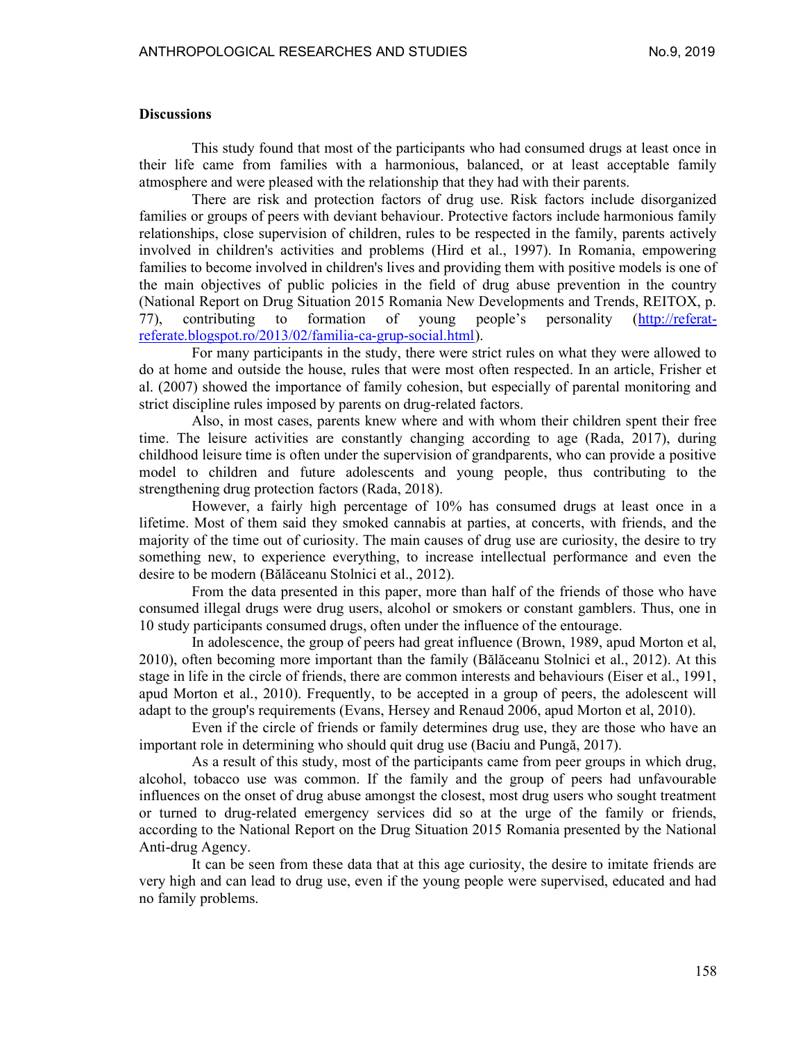**Discussions**

This study found that most of the participants who had consumed drugs at least once in their life came from families with a harmonious, balanced, or at least acceptable family atmosphere and were pleased with the relationship that they had with their parents.

There are risk and protection factors of drug use. Risk factors include disorganized families or groups of peers with deviant behaviour. Protective factors include harmonious family relationships, close supervision of children, rules to be respected in the family, parents actively involved in children's activities and problems (Hird et al., 1997). In Romania, empowering families to become involved in children's lives and providing them with positive models is one of the main objectives of public policies in the field of drug abuse prevention in the country (National Report on Drug Situation 2015 Romania New Developments and Trends, REITOX, p. 77), contributing to formation of young people's personality (http://referat-referate.blogspot.ro/2013/02/familia-ca-grup-social.html).

For many participants in the study, there were strict rules on what they were allowed to do at home and outside the house, rules that were most often respected. In an article, Frisher et al. (2007) showed the importance of family cohesion, but especially of parental monitoring and strict discipline rules imposed by parents on drug-related factors.

Also, in most cases, parents knew where and with whom their children spent their free time. The leisure activities are constantly changing according to age (Rada, 2017), during childhood leisure time is often under the supervision of grandparents, who can provide a positive model to children and future adolescents and young people, thus contributing to the strengthening drug protection factors (Rada, 2018).

However, a fairly high percentage of 10% has consumed drugs at least once in a lifetime. Most of them said they smoked cannabis at parties, at concerts, with friends, and the majority of the time out of curiosity. The main causes of drug use are curiosity, the desire to try something new, to experience everything, to increase intellectual performance and even the desire to be modern (Bălăceanu Stolnici et al., 2012).

From the data presented in this paper, more than half of the friends of those who have consumed illegal drugs were drug users, alcohol or smokers or constant gamblers. Thus, one in 10 study participants consumed drugs, often under the influence of the entourage.

In adolescence, the group of peers had great influence (Brown, 1989, apud Morton et al, 2010), often becoming more important than the family (Bălăceanu Stolnici et al., 2012). At this stage in life in the circle of friends, there are common interests and behaviours (Eiser et al., 1991, apud Morton et al., 2010). Frequently, to be accepted in a group of peers, the adolescent will adapt to the group's requirements (Evans, Hersey and Renaud 2006, apud Morton et al, 2010).

Even if the circle of friends or family determines drug use, they are those who have an important role in determining who should quit drug use (Baciu and Pungă, 2017).

As a result of this study, most of the participants came from peer groups in which drug, alcohol, tobacco use was common. If the family and the group of peers had unfavourable influences on the onset of drug abuse amongst the closest, most drug users who sought treatment or turned to drug-related emergency services did so at the urge of the family or friends, according to the National Report on the Drug Situation 2015 Romania presented by the National Anti-drug Agency.

It can be seen from these data that at this age curiosity, the desire to imitate friends are very high and can lead to drug use, even if the young people were supervised, educated and had no family problems.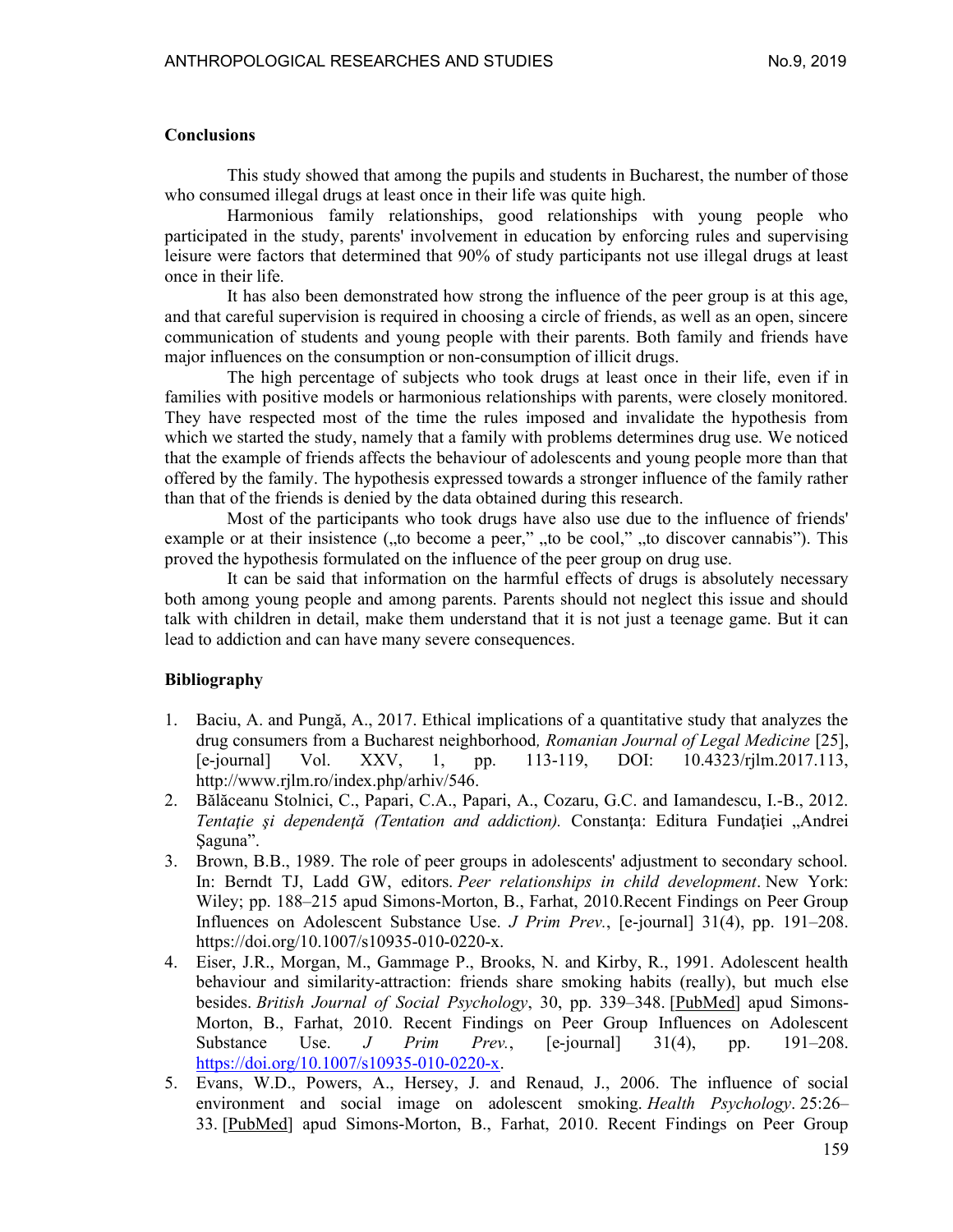## Conclusions

This study showed that among the pupils and students in Bucharest, the number of those who consumed illegal drugs at least once in their life was quite high.

Harmonious family relationships, good relationships with young people who participated in the study, parents' involvement in education by enforcing rules and supervising leisure were factors that determined that 90% of study participants not use illegal drugs at least once in their life.

It has also been demonstrated how strong the influence of the peer group is at this age, and that careful supervision is required in choosing a circle of friends, as well as an open, sincere communication of students and young people with their parents. Both family and friends have major influences on the consumption or non-consumption of illicit drugs.

The high percentage of subjects who took drugs at least once in their life, even if in families with positive models or harmonious relationships with parents, were closely monitored. They have respected most of the time the rules imposed and invalidate the hypothesis from which we started the study, namely that a family with problems determines drug use. We noticed that the example of friends affects the behaviour of adolescents and young people more than that offered by the family. The hypothesis expressed towards a stronger influence of the family rather than that of the friends is denied by the data obtained during this research.

Most of the participants who took drugs have also use due to the influence of friends' example or at their insistence („to become a peer," „to be cool," „to discover cannabis"). This proved the hypothesis formulated on the influence of the peer group on drug use.

It can be said that information on the harmful effects of drugs is absolutely necessary both among young people and among parents. Parents should not neglect this issue and should talk with children in detail, make them understand that it is not just a teenage game. But it can lead to addiction and can have many severe consequences.

## Bibliography

1. Baciu, A. and Pungă, A., 2017. Ethical implications of a quantitative study that analyzes the drug consumers from a Bucharest neighborhood*, Romanian Journal of Legal Medicine* [25], [e-journal] Vol. XXV, 1, pp. 113-119, DOI: 10.4323/rjlm.2017.113, http://www.rjlm.ro/index.php/arhiv/546.
2. Bălăceanu Stolnici, C., Papari, C.A., Papari, A., Cozaru, G.C. and Iamandescu, I.-B., 2012. *Tentaţie şi dependenţă (Tentation and addiction).* Constanţa: Editura Fundaţiei „Andrei Şaguna".
3. Brown, B.B., 1989. The role of peer groups in adolescents' adjustment to secondary school. In: Berndt TJ, Ladd GW, editors. *Peer relationships in child development*. New York: Wiley; pp. 188–215 apud Simons-Morton, B., Farhat, 2010.Recent Findings on Peer Group Influences on Adolescent Substance Use. *J Prim Prev.*, [e-journal] 31(4), pp. 191–208. https://doi.org/10.1007/s10935-010-0220-x.
4. Eiser, J.R., Morgan, M., Gammage P., Brooks, N. and Kirby, R., 1991. Adolescent health behaviour and similarity-attraction: friends share smoking habits (really), but much else besides. *British Journal of Social Psychology*, 30, pp. 339–348. [PubMed] apud Simons-Morton, B., Farhat, 2010. Recent Findings on Peer Group Influences on Adolescent Substance Use. *J Prim Prev.*, [e-journal] 31(4), pp. 191–208. https://doi.org/10.1007/s10935-010-0220-x.
5. Evans, W.D., Powers, A., Hersey, J. and Renaud, J., 2006. The influence of social environment and social image on adolescent smoking. *Health Psychology*. 25:26–33. [PubMed] apud Simons-Morton, B., Farhat, 2010. Recent Findings on Peer Group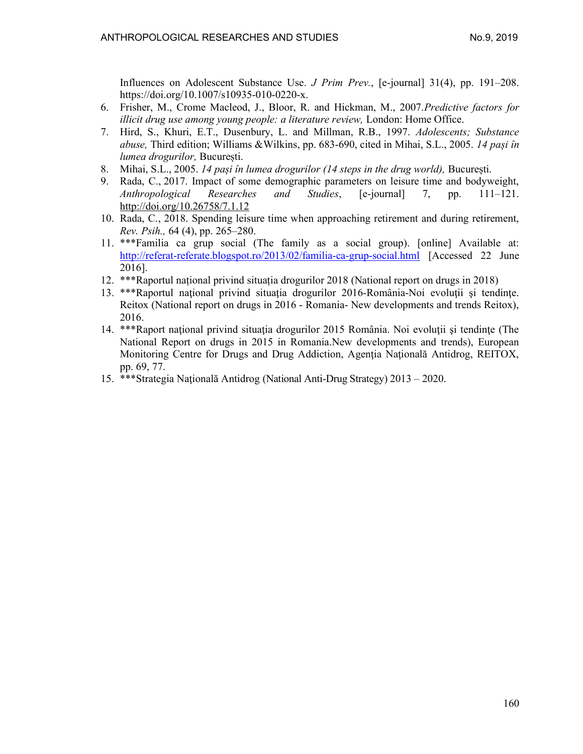Influences on Adolescent Substance Use. *J Prim Prev.*, [e-journal] 31(4), pp. 191–208. https://doi.org/10.1007/s10935-010-0220-x.

6. Frisher, M., Crome Macleod, J., Bloor, R. and Hickman, M., 2007.*Predictive factors for illicit drug use among young people: a literature review,* London: Home Office.
7. Hird, S., Khuri, E.T., Dusenbury, L. and Millman, R.B., 1997. *Adolescents; Substance abuse,* Third edition; Williams &Wilkins, pp. 683-690, cited in Mihai, S.L., 2005. *14 pași în lumea drogurilor,* București.
8. Mihai, S.L., 2005. *14 pași în lumea drogurilor (14 steps in the drug world),* București.
9. Rada, C., 2017. Impact of some demographic parameters on leisure time and bodyweight, *Anthropological Researches and Studies*, [e-journal] 7, pp. 111–121. http://doi.org/10.26758/7.1.12
10. Rada, C., 2018. Spending leisure time when approaching retirement and during retirement, *Rev. Psih.,* 64 (4), pp. 265–280.
11. ***Familia ca grup social (The family as a social group). [online] Available at: http://referat-referate.blogspot.ro/2013/02/familia-ca-grup-social.html [Accessed 22 June 2016].
12. ***Raportul național privind situația drogurilor 2018 (National report on drugs in 2018)
13. ***Raportul național privind situația drogurilor 2016-România-Noi evoluţii şi tendinţe. Reitox (National report on drugs in 2016 - Romania- New developments and trends Reitox), 2016.
14. ***Raport naţional privind situaţia drogurilor 2015 România. Noi evoluţii şi tendinţe (The National Report on drugs in 2015 in Romania.New developments and trends), European Monitoring Centre for Drugs and Drug Addiction, Agenţia Naţională Antidrog, REITOX, pp. 69, 77.
15. ***Strategia Naţională Antidrog (National Anti-Drug Strategy) 2013 – 2020.